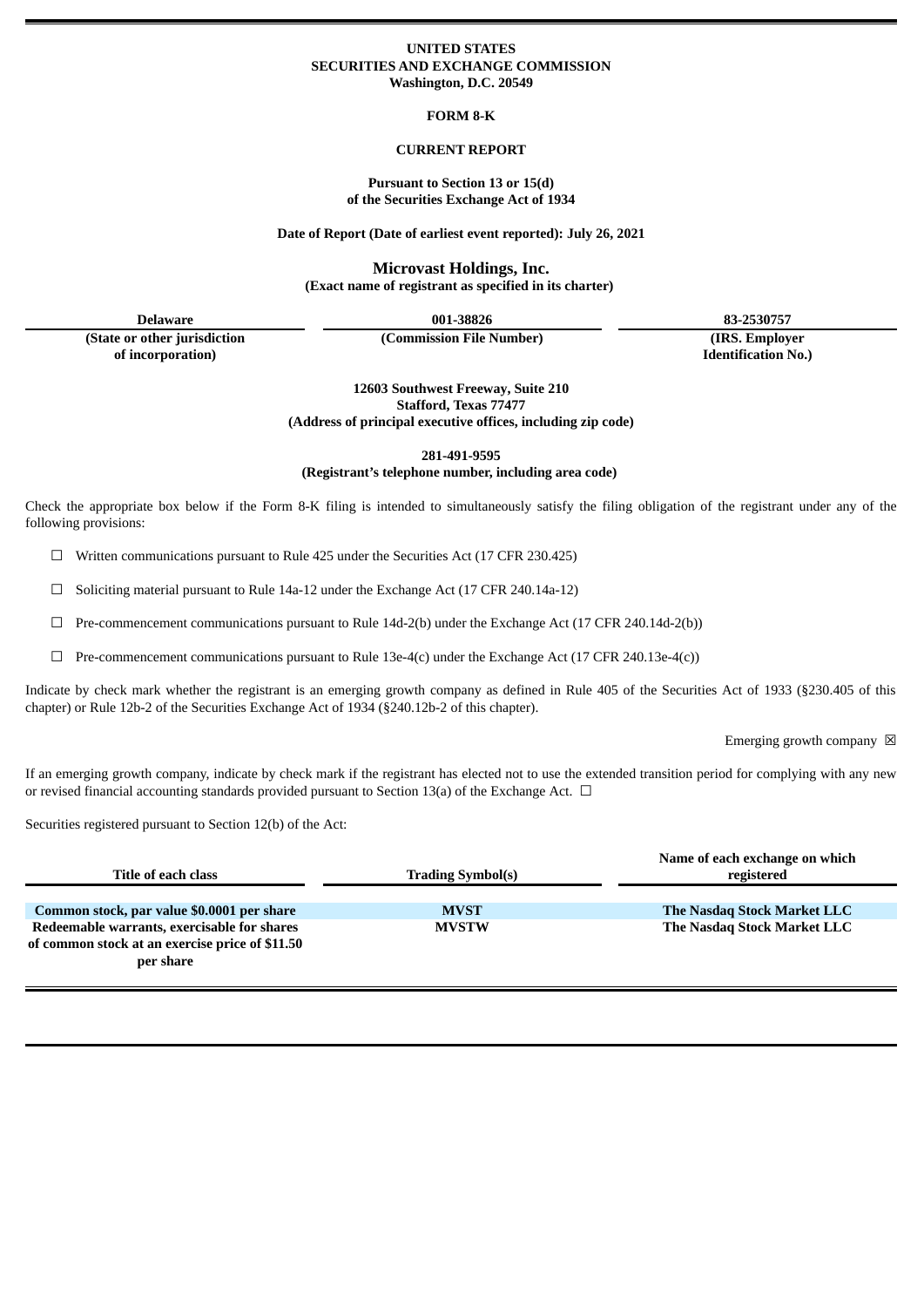**UNITED STATES**
**SECURITIES AND EXCHANGE COMMISSION**
**Washington, D.C. 20549**

**FORM 8-K**

**CURRENT REPORT**

**Pursuant to Section 13 or 15(d)**
**of the Securities Exchange Act of 1934**

**Date of Report (Date of earliest event reported): July 26, 2021**

**Microvast Holdings, Inc.**
**(Exact name of registrant as specified in its charter)**

| Delaware | 001-38826 | 83-2530757 |
|---|---|---|
| (State or other jurisdiction of incorporation) | (Commission File Number) | (IRS. Employer Identification No.) |

**12603 Southwest Freeway, Suite 210**
**Stafford, Texas 77477**
**(Address of principal executive offices, including zip code)**

**281-491-9595**
**(Registrant's telephone number, including area code)**

Check the appropriate box below if the Form 8-K filing is intended to simultaneously satisfy the filing obligation of the registrant under any of the following provisions:

☐ Written communications pursuant to Rule 425 under the Securities Act (17 CFR 230.425)

☐ Soliciting material pursuant to Rule 14a-12 under the Exchange Act (17 CFR 240.14a-12)

☐ Pre-commencement communications pursuant to Rule 14d-2(b) under the Exchange Act (17 CFR 240.14d-2(b))

☐ Pre-commencement communications pursuant to Rule 13e-4(c) under the Exchange Act (17 CFR 240.13e-4(c))

Indicate by check mark whether the registrant is an emerging growth company as defined in Rule 405 of the Securities Act of 1933 (§230.405 of this chapter) or Rule 12b-2 of the Securities Exchange Act of 1934 (§240.12b-2 of this chapter).

Emerging growth company ☒

If an emerging growth company, indicate by check mark if the registrant has elected not to use the extended transition period for complying with any new or revised financial accounting standards provided pursuant to Section 13(a) of the Exchange Act. ☐

Securities registered pursuant to Section 12(b) of the Act:

| Title of each class | Trading Symbol(s) | Name of each exchange on which registered |
|---|---|---|
| Common stock, par value $0.0001 per share | MVST | The Nasdaq Stock Market LLC |
| Redeemable warrants, exercisable for shares of common stock at an exercise price of $11.50 per share | MVSTW | The Nasdaq Stock Market LLC |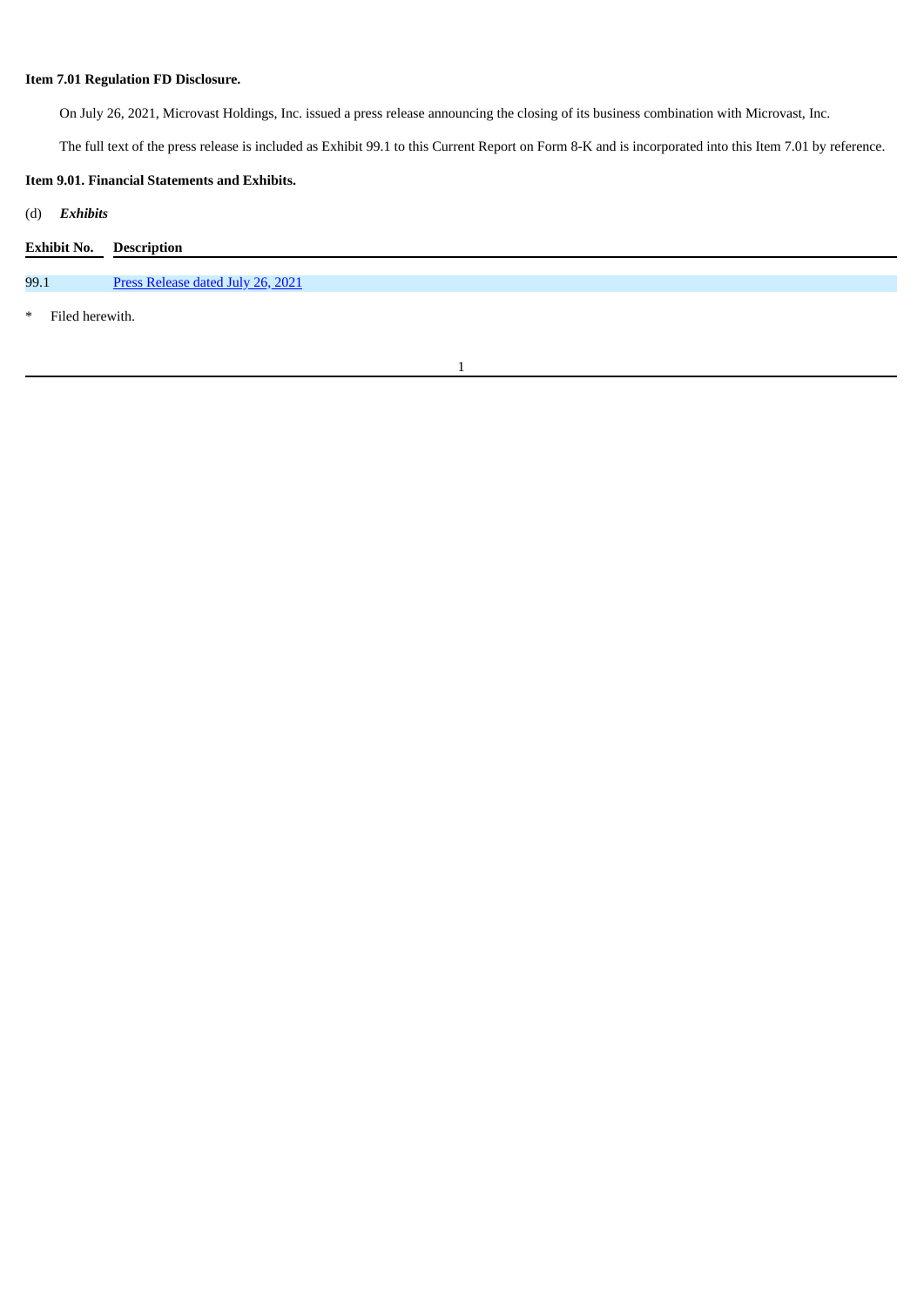**Item 7.01 Regulation FD Disclosure.**

On July 26, 2021, Microvast Holdings, Inc. issued a press release announcing the closing of its business combination with Microvast, Inc.

The full text of the press release is included as Exhibit 99.1 to this Current Report on Form 8-K and is incorporated into this Item 7.01 by reference.

**Item 9.01. Financial Statements and Exhibits.**

(d) ***Exhibits***

| Exhibit No. | Description |
| --- | --- |
| 99.1 | Press Release dated July 26, 2021 |

* Filed herewith.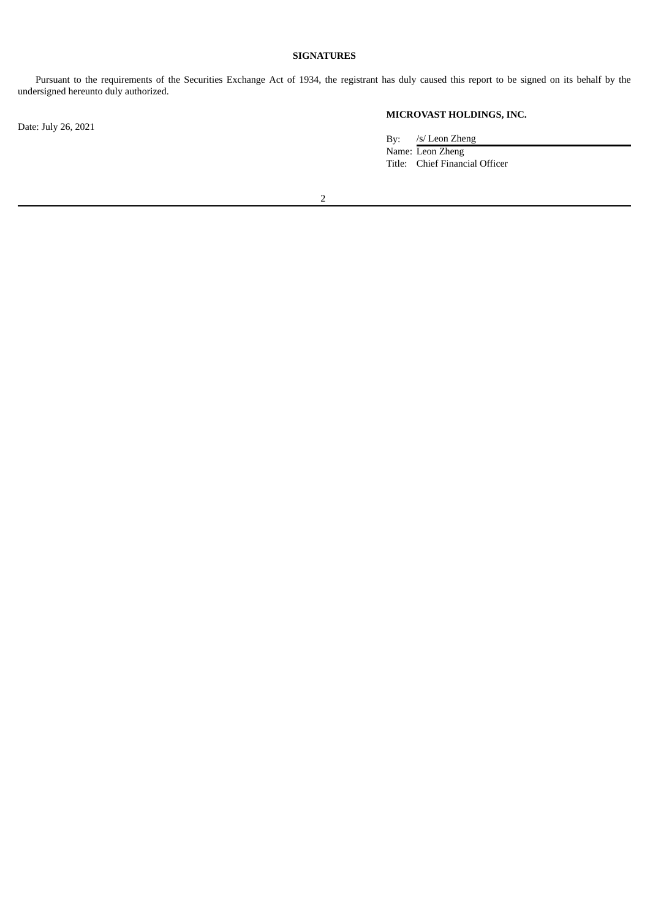**SIGNATURES**

Pursuant to the requirements of the Securities Exchange Act of 1934, the registrant has duly caused this report to be signed on its behalf by the undersigned hereunto duly authorized.

Date: July 26, 2021

**MICROVAST HOLDINGS, INC.**

By: /s/ Leon Zheng
Name: Leon Zheng
Title: Chief Financial Officer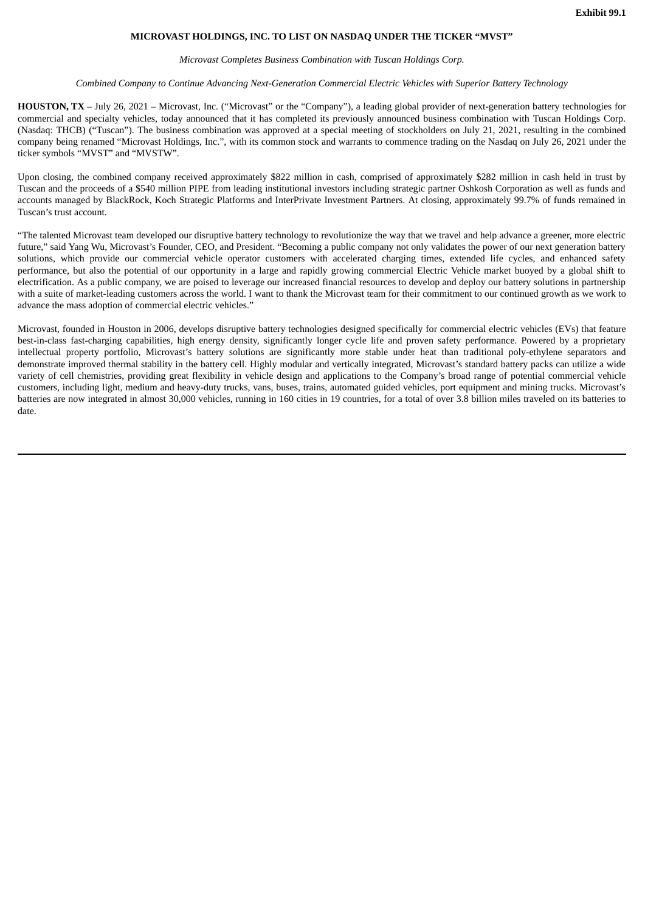**Exhibit 99.1**

**MICROVAST HOLDINGS, INC. TO LIST ON NASDAQ UNDER THE TICKER "MVST"**

*Microvast Completes Business Combination with Tuscan Holdings Corp.*

*Combined Company to Continue Advancing Next-Generation Commercial Electric Vehicles with Superior Battery Technology*

**HOUSTON, TX** – July 26, 2021 – Microvast, Inc. ("Microvast" or the "Company"), a leading global provider of next-generation battery technologies for commercial and specialty vehicles, today announced that it has completed its previously announced business combination with Tuscan Holdings Corp. (Nasdaq: THCB) ("Tuscan"). The business combination was approved at a special meeting of stockholders on July 21, 2021, resulting in the combined company being renamed "Microvast Holdings, Inc.", with its common stock and warrants to commence trading on the Nasdaq on July 26, 2021 under the ticker symbols "MVST" and "MVSTW".

Upon closing, the combined company received approximately $822 million in cash, comprised of approximately $282 million in cash held in trust by Tuscan and the proceeds of a $540 million PIPE from leading institutional investors including strategic partner Oshkosh Corporation as well as funds and accounts managed by BlackRock, Koch Strategic Platforms and InterPrivate Investment Partners. At closing, approximately 99.7% of funds remained in Tuscan's trust account.

"The talented Microvast team developed our disruptive battery technology to revolutionize the way that we travel and help advance a greener, more electric future," said Yang Wu, Microvast's Founder, CEO, and President. "Becoming a public company not only validates the power of our next generation battery solutions, which provide our commercial vehicle operator customers with accelerated charging times, extended life cycles, and enhanced safety performance, but also the potential of our opportunity in a large and rapidly growing commercial Electric Vehicle market buoyed by a global shift to electrification. As a public company, we are poised to leverage our increased financial resources to develop and deploy our battery solutions in partnership with a suite of market-leading customers across the world. I want to thank the Microvast team for their commitment to our continued growth as we work to advance the mass adoption of commercial electric vehicles."

Microvast, founded in Houston in 2006, develops disruptive battery technologies designed specifically for commercial electric vehicles (EVs) that feature best-in-class fast-charging capabilities, high energy density, significantly longer cycle life and proven safety performance. Powered by a proprietary intellectual property portfolio, Microvast's battery solutions are significantly more stable under heat than traditional poly-ethylene separators and demonstrate improved thermal stability in the battery cell. Highly modular and vertically integrated, Microvast's standard battery packs can utilize a wide variety of cell chemistries, providing great flexibility in vehicle design and applications to the Company's broad range of potential commercial vehicle customers, including light, medium and heavy-duty trucks, vans, buses, trains, automated guided vehicles, port equipment and mining trucks. Microvast's batteries are now integrated in almost 30,000 vehicles, running in 160 cities in 19 countries, for a total of over 3.8 billion miles traveled on its batteries to date.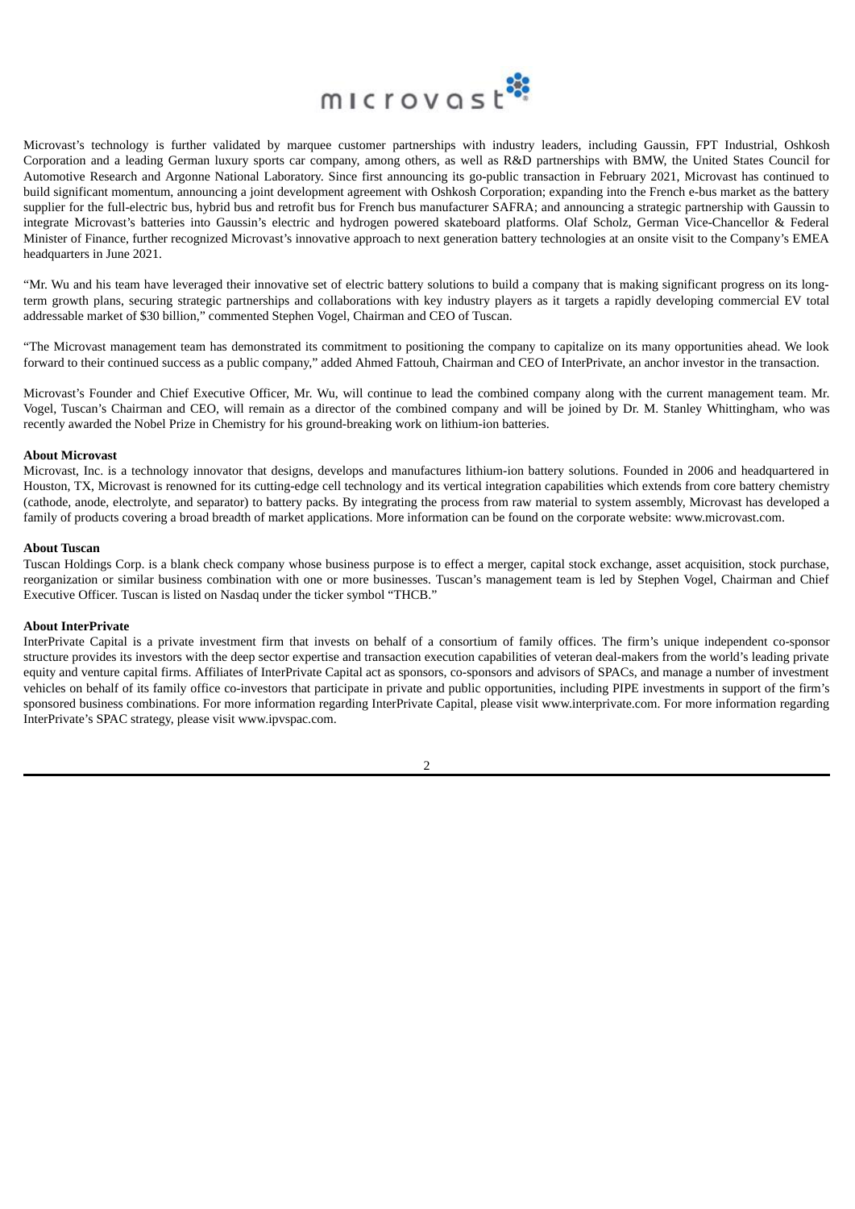Microvast's technology is further validated by marquee customer partnerships with industry leaders, including Gaussin, FPT Industrial, Oshkosh Corporation and a leading German luxury sports car company, among others, as well as R&D partnerships with BMW, the United States Council for Automotive Research and Argonne National Laboratory. Since first announcing its go-public transaction in February 2021, Microvast has continued to build significant momentum, announcing a joint development agreement with Oshkosh Corporation; expanding into the French e-bus market as the battery supplier for the full-electric bus, hybrid bus and retrofit bus for French bus manufacturer SAFRA; and announcing a strategic partnership with Gaussin to integrate Microvast's batteries into Gaussin's electric and hydrogen powered skateboard platforms. Olaf Scholz, German Vice-Chancellor & Federal Minister of Finance, further recognized Microvast's innovative approach to next generation battery technologies at an onsite visit to the Company's EMEA headquarters in June 2021.

"Mr. Wu and his team have leveraged their innovative set of electric battery solutions to build a company that is making significant progress on its long-term growth plans, securing strategic partnerships and collaborations with key industry players as it targets a rapidly developing commercial EV total addressable market of $30 billion," commented Stephen Vogel, Chairman and CEO of Tuscan.

"The Microvast management team has demonstrated its commitment to positioning the company to capitalize on its many opportunities ahead. We look forward to their continued success as a public company," added Ahmed Fattouh, Chairman and CEO of InterPrivate, an anchor investor in the transaction.

Microvast's Founder and Chief Executive Officer, Mr. Wu, will continue to lead the combined company along with the current management team. Mr. Vogel, Tuscan's Chairman and CEO, will remain as a director of the combined company and will be joined by Dr. M. Stanley Whittingham, who was recently awarded the Nobel Prize in Chemistry for his ground-breaking work on lithium-ion batteries.

**About Microvast**

Microvast, Inc. is a technology innovator that designs, develops and manufactures lithium-ion battery solutions. Founded in 2006 and headquartered in Houston, TX, Microvast is renowned for its cutting-edge cell technology and its vertical integration capabilities which extends from core battery chemistry (cathode, anode, electrolyte, and separator) to battery packs. By integrating the process from raw material to system assembly, Microvast has developed a family of products covering a broad breadth of market applications. More information can be found on the corporate website: www.microvast.com.

**About Tuscan**

Tuscan Holdings Corp. is a blank check company whose business purpose is to effect a merger, capital stock exchange, asset acquisition, stock purchase, reorganization or similar business combination with one or more businesses. Tuscan's management team is led by Stephen Vogel, Chairman and Chief Executive Officer. Tuscan is listed on Nasdaq under the ticker symbol "THCB."

**About InterPrivate**

InterPrivate Capital is a private investment firm that invests on behalf of a consortium of family offices. The firm's unique independent co-sponsor structure provides its investors with the deep sector expertise and transaction execution capabilities of veteran deal-makers from the world's leading private equity and venture capital firms. Affiliates of InterPrivate Capital act as sponsors, co-sponsors and advisors of SPACs, and manage a number of investment vehicles on behalf of its family office co-investors that participate in private and public opportunities, including PIPE investments in support of the firm's sponsored business combinations. For more information regarding InterPrivate Capital, please visit www.interprivate.com. For more information regarding InterPrivate's SPAC strategy, please visit www.ipvspac.com.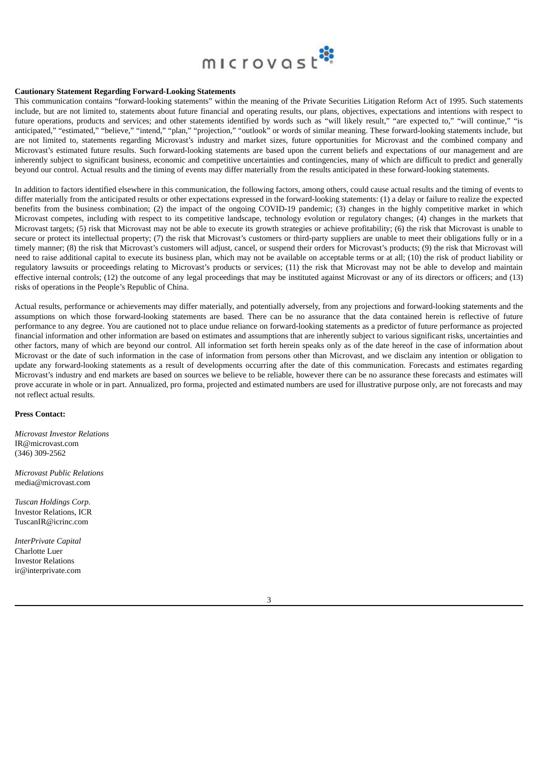**Cautionary Statement Regarding Forward-Looking Statements**

This communication contains "forward-looking statements" within the meaning of the Private Securities Litigation Reform Act of 1995. Such statements include, but are not limited to, statements about future financial and operating results, our plans, objectives, expectations and intentions with respect to future operations, products and services; and other statements identified by words such as "will likely result," "are expected to," "will continue," "is anticipated," "estimated," "believe," "intend," "plan," "projection," "outlook" or words of similar meaning. These forward-looking statements include, but are not limited to, statements regarding Microvast's industry and market sizes, future opportunities for Microvast and the combined company and Microvast's estimated future results. Such forward-looking statements are based upon the current beliefs and expectations of our management and are inherently subject to significant business, economic and competitive uncertainties and contingencies, many of which are difficult to predict and generally beyond our control. Actual results and the timing of events may differ materially from the results anticipated in these forward-looking statements.

In addition to factors identified elsewhere in this communication, the following factors, among others, could cause actual results and the timing of events to differ materially from the anticipated results or other expectations expressed in the forward-looking statements: (1) a delay or failure to realize the expected benefits from the business combination; (2) the impact of the ongoing COVID-19 pandemic; (3) changes in the highly competitive market in which Microvast competes, including with respect to its competitive landscape, technology evolution or regulatory changes; (4) changes in the markets that Microvast targets; (5) risk that Microvast may not be able to execute its growth strategies or achieve profitability; (6) the risk that Microvast is unable to secure or protect its intellectual property; (7) the risk that Microvast's customers or third-party suppliers are unable to meet their obligations fully or in a timely manner; (8) the risk that Microvast's customers will adjust, cancel, or suspend their orders for Microvast's products; (9) the risk that Microvast will need to raise additional capital to execute its business plan, which may not be available on acceptable terms or at all; (10) the risk of product liability or regulatory lawsuits or proceedings relating to Microvast's products or services; (11) the risk that Microvast may not be able to develop and maintain effective internal controls; (12) the outcome of any legal proceedings that may be instituted against Microvast or any of its directors or officers; and (13) risks of operations in the People's Republic of China.

Actual results, performance or achievements may differ materially, and potentially adversely, from any projections and forward-looking statements and the assumptions on which those forward-looking statements are based. There can be no assurance that the data contained herein is reflective of future performance to any degree. You are cautioned not to place undue reliance on forward-looking statements as a predictor of future performance as projected financial information and other information are based on estimates and assumptions that are inherently subject to various significant risks, uncertainties and other factors, many of which are beyond our control. All information set forth herein speaks only as of the date hereof in the case of information about Microvast or the date of such information in the case of information from persons other than Microvast, and we disclaim any intention or obligation to update any forward-looking statements as a result of developments occurring after the date of this communication. Forecasts and estimates regarding Microvast's industry and end markets are based on sources we believe to be reliable, however there can be no assurance these forecasts and estimates will prove accurate in whole or in part. Annualized, pro forma, projected and estimated numbers are used for illustrative purpose only, are not forecasts and may not reflect actual results.

**Press Contact:**

*Microvast Investor Relations*
IR@microvast.com
(346) 309-2562

*Microvast Public Relations*
media@microvast.com

*Tuscan Holdings Corp.*
Investor Relations, ICR
TuscanIR@icrinc.com

*InterPrivate Capital*
Charlotte Luer
Investor Relations
ir@interprivate.com